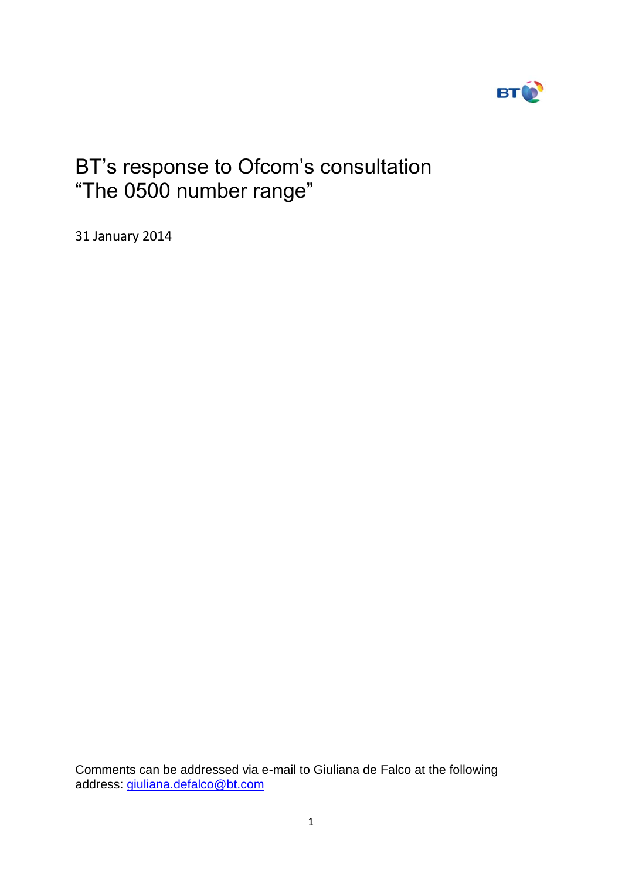# BT's response to Ofcom's consultation "The 0500 number range"

31 January 2014

Comments can be addressed via e-mail to Giuliana de Falco at the following address: giuliana.defalco@bt.com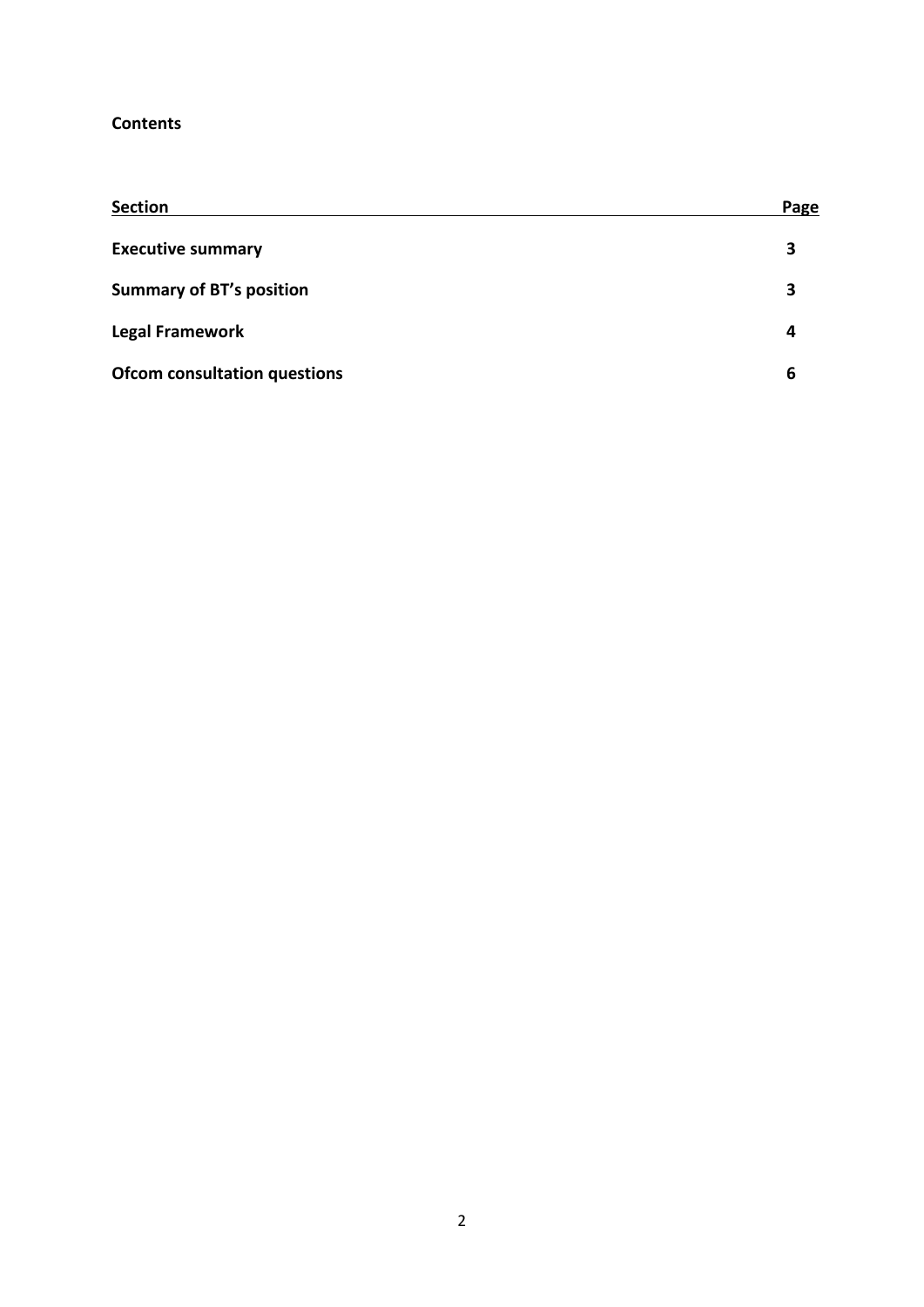**Contents**

| Section | Page |
| --- | --- |
| **Executive summary** | **3** |
| **Summary of BT's position** | **3** |
| **Legal Framework** | **4** |
| **Ofcom consultation questions** | **6** |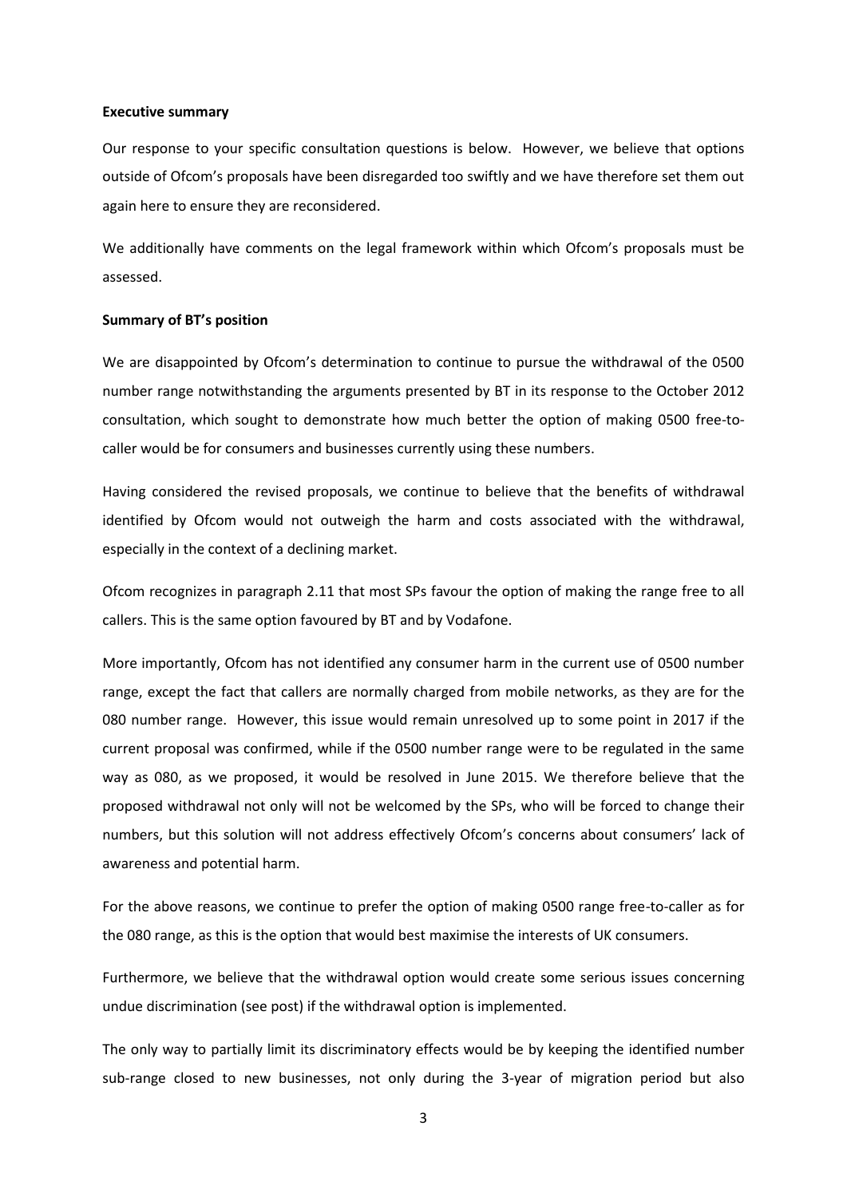**Executive summary**

Our response to your specific consultation questions is below. However, we believe that options outside of Ofcom's proposals have been disregarded too swiftly and we have therefore set them out again here to ensure they are reconsidered.

We additionally have comments on the legal framework within which Ofcom's proposals must be assessed.

**Summary of BT's position**

We are disappointed by Ofcom's determination to continue to pursue the withdrawal of the 0500 number range notwithstanding the arguments presented by BT in its response to the October 2012 consultation, which sought to demonstrate how much better the option of making 0500 free-to-caller would be for consumers and businesses currently using these numbers.

Having considered the revised proposals, we continue to believe that the benefits of withdrawal identified by Ofcom would not outweigh the harm and costs associated with the withdrawal, especially in the context of a declining market.

Ofcom recognizes in paragraph 2.11 that most SPs favour the option of making the range free to all callers. This is the same option favoured by BT and by Vodafone.

More importantly, Ofcom has not identified any consumer harm in the current use of 0500 number range, except the fact that callers are normally charged from mobile networks, as they are for the 080 number range. However, this issue would remain unresolved up to some point in 2017 if the current proposal was confirmed, while if the 0500 number range were to be regulated in the same way as 080, as we proposed, it would be resolved in June 2015. We therefore believe that the proposed withdrawal not only will not be welcomed by the SPs, who will be forced to change their numbers, but this solution will not address effectively Ofcom's concerns about consumers' lack of awareness and potential harm.

For the above reasons, we continue to prefer the option of making 0500 range free-to-caller as for the 080 range, as this is the option that would best maximise the interests of UK consumers.

Furthermore, we believe that the withdrawal option would create some serious issues concerning undue discrimination (see post) if the withdrawal option is implemented.

The only way to partially limit its discriminatory effects would be by keeping the identified number sub-range closed to new businesses, not only during the 3-year of migration period but also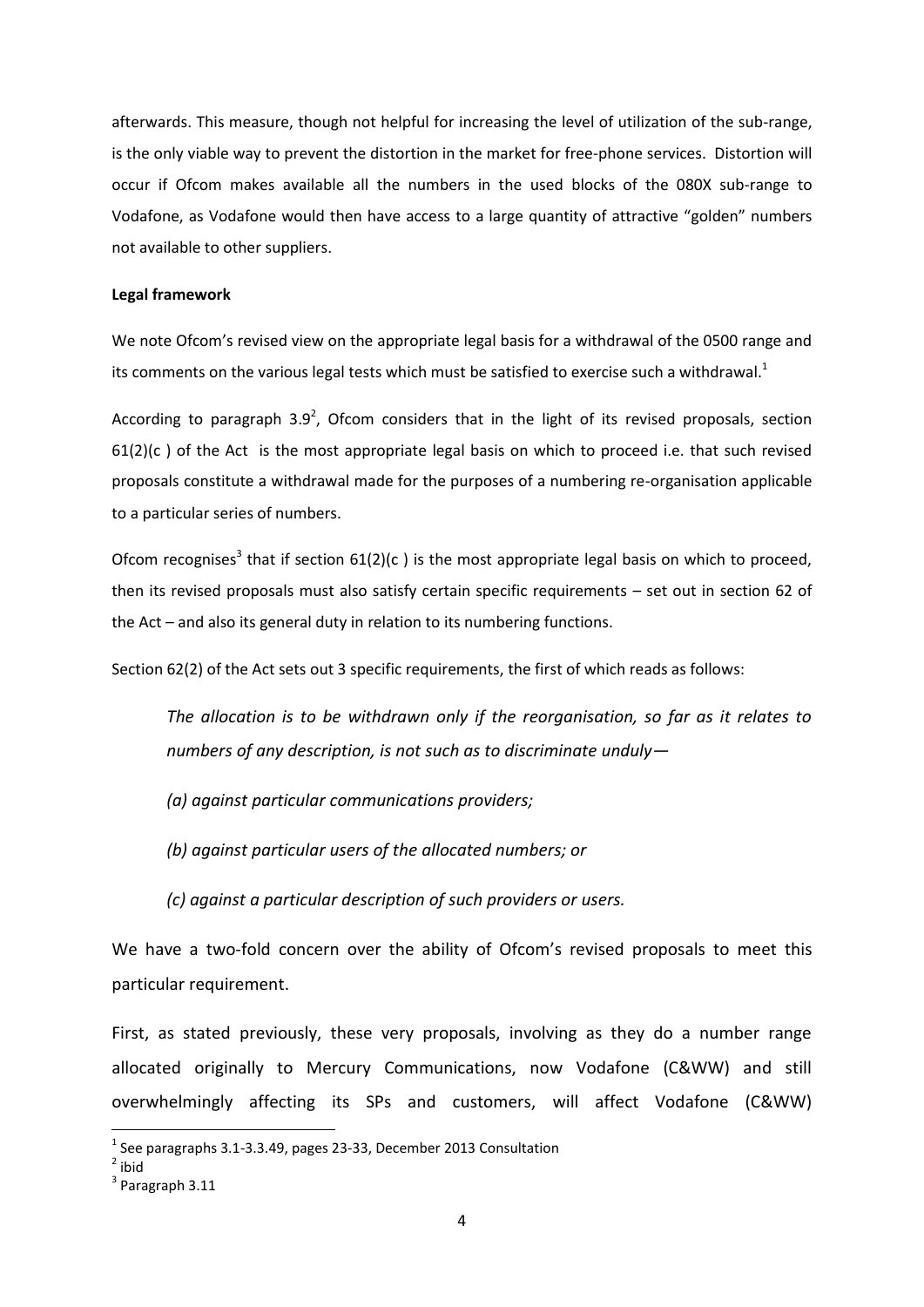afterwards. This measure, though not helpful for increasing the level of utilization of the sub-range, is the only viable way to prevent the distortion in the market for free-phone services. Distortion will occur if Ofcom makes available all the numbers in the used blocks of the 080X sub-range to Vodafone, as Vodafone would then have access to a large quantity of attractive "golden" numbers not available to other suppliers.

**Legal framework**

We note Ofcom's revised view on the appropriate legal basis for a withdrawal of the 0500 range and its comments on the various legal tests which must be satisfied to exercise such a withdrawal.[1]

According to paragraph 3.9[2], Ofcom considers that in the light of its revised proposals, section 61(2)(c ) of the Act is the most appropriate legal basis on which to proceed i.e. that such revised proposals constitute a withdrawal made for the purposes of a numbering re-organisation applicable to a particular series of numbers.

Ofcom recognises[3] that if section 61(2)(c ) is the most appropriate legal basis on which to proceed, then its revised proposals must also satisfy certain specific requirements – set out in section 62 of the Act – and also its general duty in relation to its numbering functions.

Section 62(2) of the Act sets out 3 specific requirements, the first of which reads as follows:

> *The allocation is to be withdrawn only if the reorganisation, so far as it relates to numbers of any description, is not such as to discriminate unduly—*
>
> *(a) against particular communications providers;*
>
> *(b) against particular users of the allocated numbers; or*
>
> *(c) against a particular description of such providers or users.*

We have a two-fold concern over the ability of Ofcom's revised proposals to meet this particular requirement.

First, as stated previously, these very proposals, involving as they do a number range allocated originally to Mercury Communications, now Vodafone (C&WW) and still overwhelmingly affecting its SPs and customers, will affect Vodafone (C&WW)

---

[1] See paragraphs 3.1-3.3.49, pages 23-33, December 2013 Consultation

[2] ibid

[3] Paragraph 3.11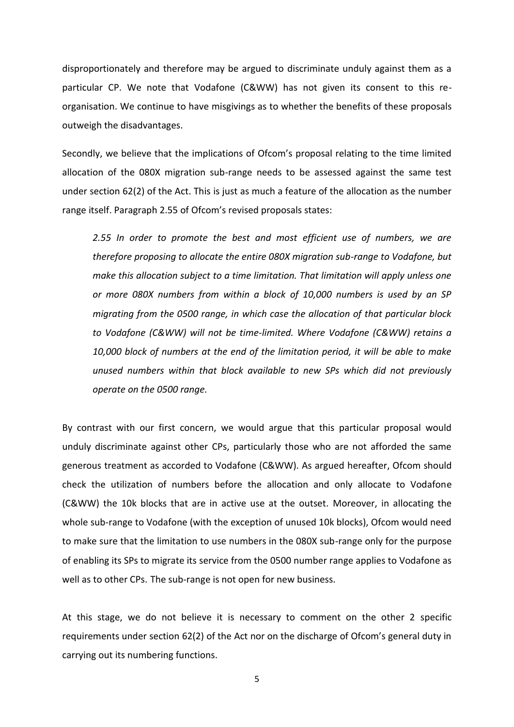disproportionately and therefore may be argued to discriminate unduly against them as a particular CP. We note that Vodafone (C&WW) has not given its consent to this re-organisation. We continue to have misgivings as to whether the benefits of these proposals outweigh the disadvantages.

Secondly, we believe that the implications of Ofcom's proposal relating to the time limited allocation of the 080X migration sub-range needs to be assessed against the same test under section 62(2) of the Act. This is just as much a feature of the allocation as the number range itself. Paragraph 2.55 of Ofcom's revised proposals states:

> *2.55 In order to promote the best and most efficient use of numbers, we are therefore proposing to allocate the entire 080X migration sub-range to Vodafone, but make this allocation subject to a time limitation. That limitation will apply unless one or more 080X numbers from within a block of 10,000 numbers is used by an SP migrating from the 0500 range, in which case the allocation of that particular block to Vodafone (C&WW) will not be time-limited. Where Vodafone (C&WW) retains a 10,000 block of numbers at the end of the limitation period, it will be able to make unused numbers within that block available to new SPs which did not previously operate on the 0500 range.*

By contrast with our first concern, we would argue that this particular proposal would unduly discriminate against other CPs, particularly those who are not afforded the same generous treatment as accorded to Vodafone (C&WW). As argued hereafter, Ofcom should check the utilization of numbers before the allocation and only allocate to Vodafone (C&WW) the 10k blocks that are in active use at the outset. Moreover, in allocating the whole sub-range to Vodafone (with the exception of unused 10k blocks), Ofcom would need to make sure that the limitation to use numbers in the 080X sub-range only for the purpose of enabling its SPs to migrate its service from the 0500 number range applies to Vodafone as well as to other CPs. The sub-range is not open for new business.

At this stage, we do not believe it is necessary to comment on the other 2 specific requirements under section 62(2) of the Act nor on the discharge of Ofcom's general duty in carrying out its numbering functions.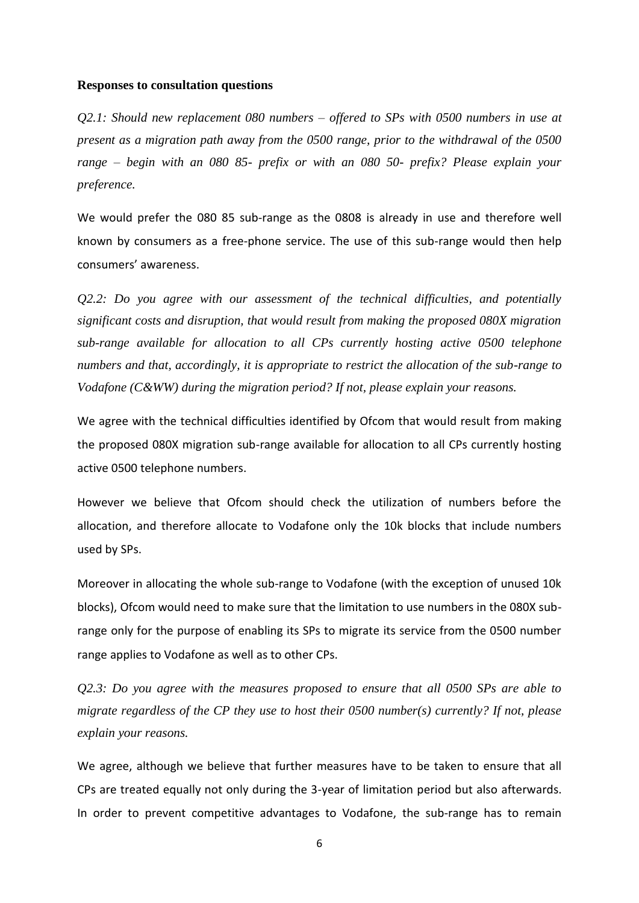**Responses to consultation questions**

*Q2.1: Should new replacement 080 numbers – offered to SPs with 0500 numbers in use at present as a migration path away from the 0500 range, prior to the withdrawal of the 0500 range – begin with an 080 85- prefix or with an 080 50- prefix? Please explain your preference.*

We would prefer the 080 85 sub-range as the 0808 is already in use and therefore well known by consumers as a free-phone service. The use of this sub-range would then help consumers' awareness.

*Q2.2: Do you agree with our assessment of the technical difficulties, and potentially significant costs and disruption, that would result from making the proposed 080X migration sub-range available for allocation to all CPs currently hosting active 0500 telephone numbers and that, accordingly, it is appropriate to restrict the allocation of the sub-range to Vodafone (C&WW) during the migration period? If not, please explain your reasons.*

We agree with the technical difficulties identified by Ofcom that would result from making the proposed 080X migration sub-range available for allocation to all CPs currently hosting active 0500 telephone numbers.

However we believe that Ofcom should check the utilization of numbers before the allocation, and therefore allocate to Vodafone only the 10k blocks that include numbers used by SPs.

Moreover in allocating the whole sub-range to Vodafone (with the exception of unused 10k blocks), Ofcom would need to make sure that the limitation to use numbers in the 080X sub-range only for the purpose of enabling its SPs to migrate its service from the 0500 number range applies to Vodafone as well as to other CPs.

*Q2.3: Do you agree with the measures proposed to ensure that all 0500 SPs are able to migrate regardless of the CP they use to host their 0500 number(s) currently? If not, please explain your reasons.*

We agree, although we believe that further measures have to be taken to ensure that all CPs are treated equally not only during the 3-year of limitation period but also afterwards. In order to prevent competitive advantages to Vodafone, the sub-range has to remain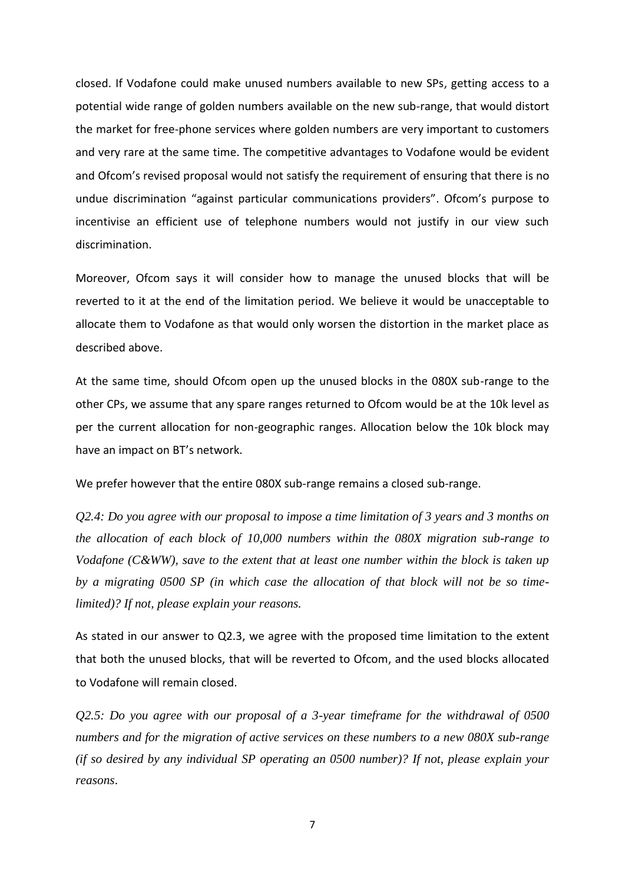closed. If Vodafone could make unused numbers available to new SPs, getting access to a potential wide range of golden numbers available on the new sub-range, that would distort the market for free-phone services where golden numbers are very important to customers and very rare at the same time. The competitive advantages to Vodafone would be evident and Ofcom's revised proposal would not satisfy the requirement of ensuring that there is no undue discrimination "against particular communications providers". Ofcom's purpose to incentivise an efficient use of telephone numbers would not justify in our view such discrimination.

Moreover, Ofcom says it will consider how to manage the unused blocks that will be reverted to it at the end of the limitation period. We believe it would be unacceptable to allocate them to Vodafone as that would only worsen the distortion in the market place as described above.

At the same time, should Ofcom open up the unused blocks in the 080X sub-range to the other CPs, we assume that any spare ranges returned to Ofcom would be at the 10k level as per the current allocation for non-geographic ranges. Allocation below the 10k block may have an impact on BT's network.

We prefer however that the entire 080X sub-range remains a closed sub-range.

*Q2.4: Do you agree with our proposal to impose a time limitation of 3 years and 3 months on the allocation of each block of 10,000 numbers within the 080X migration sub-range to Vodafone (C&WW), save to the extent that at least one number within the block is taken up by a migrating 0500 SP (in which case the allocation of that block will not be so time-limited)? If not, please explain your reasons.*

As stated in our answer to Q2.3, we agree with the proposed time limitation to the extent that both the unused blocks, that will be reverted to Ofcom, and the used blocks allocated to Vodafone will remain closed.

*Q2.5: Do you agree with our proposal of a 3-year timeframe for the withdrawal of 0500 numbers and for the migration of active services on these numbers to a new 080X sub-range (if so desired by any individual SP operating an 0500 number)? If not, please explain your reasons.*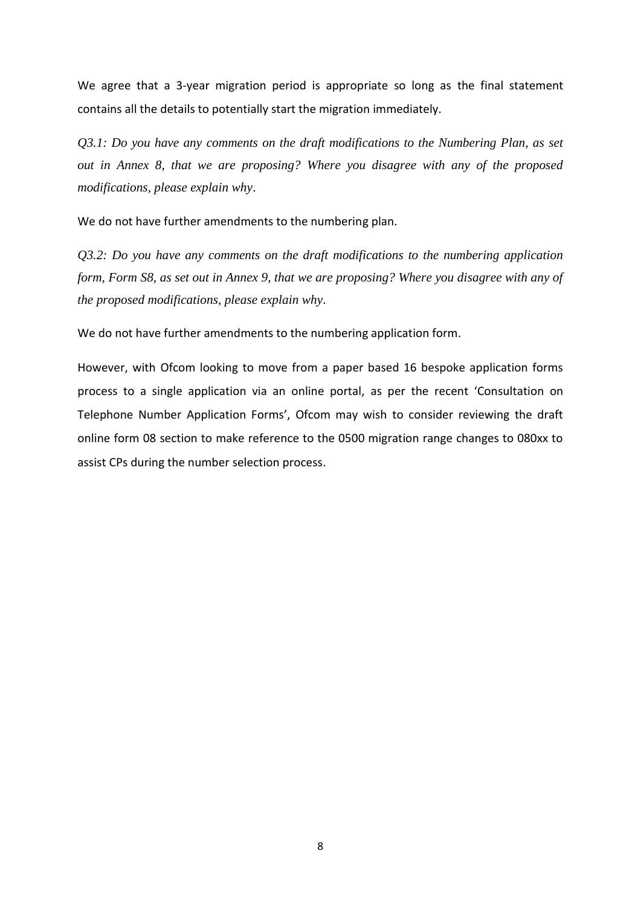We agree that a 3-year migration period is appropriate so long as the final statement contains all the details to potentially start the migration immediately.

*Q3.1: Do you have any comments on the draft modifications to the Numbering Plan, as set out in Annex 8, that we are proposing? Where you disagree with any of the proposed modifications, please explain why.*

We do not have further amendments to the numbering plan.

*Q3.2: Do you have any comments on the draft modifications to the numbering application form, Form S8, as set out in Annex 9, that we are proposing? Where you disagree with any of the proposed modifications, please explain why.*

We do not have further amendments to the numbering application form.

However, with Ofcom looking to move from a paper based 16 bespoke application forms process to a single application via an online portal, as per the recent 'Consultation on Telephone Number Application Forms', Ofcom may wish to consider reviewing the draft online form 08 section to make reference to the 0500 migration range changes to 080xx to assist CPs during the number selection process.